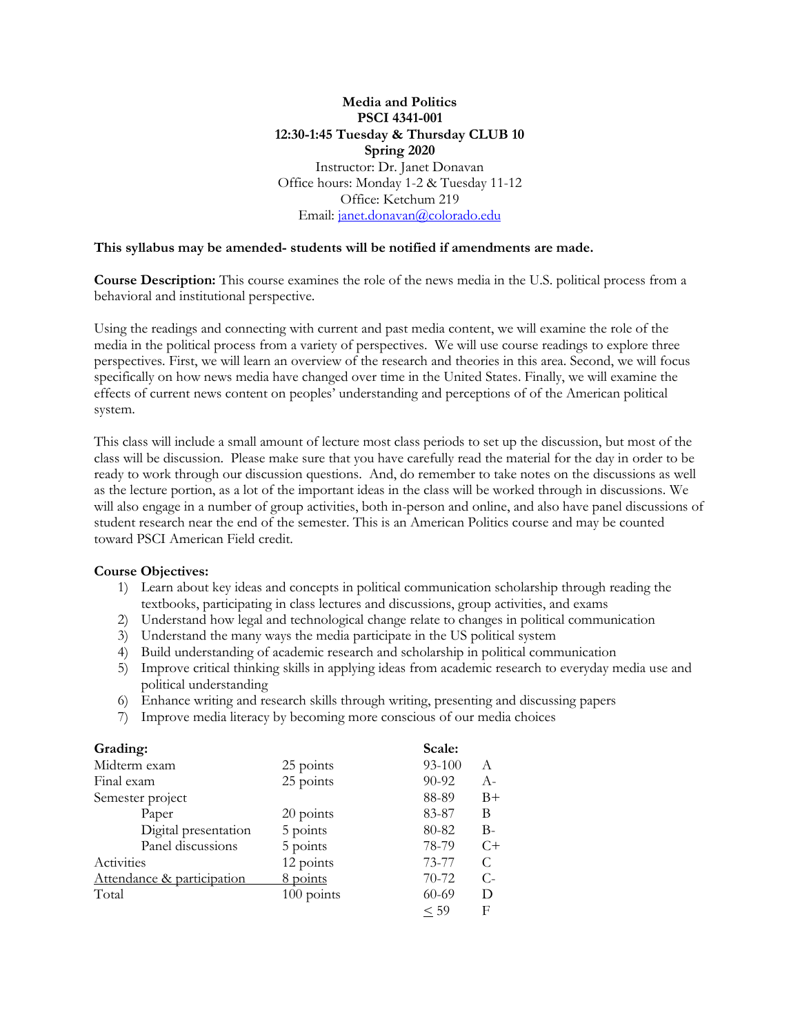**Media and Politics**
**PSCI 4341-001**
**12:30-1:45 Tuesday & Thursday CLUB 10**
**Spring 2020**
Instructor: Dr. Janet Donavan
Office hours: Monday 1-2 & Tuesday 11-12
Office: Ketchum 219
Email: janet.donavan@colorado.edu

**This syllabus may be amended- students will be notified if amendments are made.**

**Course Description:** This course examines the role of the news media in the U.S. political process from a behavioral and institutional perspective.

Using the readings and connecting with current and past media content, we will examine the role of the media in the political process from a variety of perspectives. We will use course readings to explore three perspectives. First, we will learn an overview of the research and theories in this area. Second, we will focus specifically on how news media have changed over time in the United States. Finally, we will examine the effects of current news content on peoples' understanding and perceptions of of the American political system.

This class will include a small amount of lecture most class periods to set up the discussion, but most of the class will be discussion. Please make sure that you have carefully read the material for the day in order to be ready to work through our discussion questions. And, do remember to take notes on the discussions as well as the lecture portion, as a lot of the important ideas in the class will be worked through in discussions. We will also engage in a number of group activities, both in-person and online, and also have panel discussions of student research near the end of the semester. This is an American Politics course and may be counted toward PSCI American Field credit.

**Course Objectives:**

1) Learn about key ideas and concepts in political communication scholarship through reading the textbooks, participating in class lectures and discussions, group activities, and exams
2) Understand how legal and technological change relate to changes in political communication
3) Understand the many ways the media participate in the US political system
4) Build understanding of academic research and scholarship in political communication
5) Improve critical thinking skills in applying ideas from academic research to everyday media use and political understanding
6) Enhance writing and research skills through writing, presenting and discussing papers
7) Improve media literacy by becoming more conscious of our media choices

| **Grading:** | | **Scale:** | |
|---|---|---|---|
| Midterm exam | 25 points | 93-100 | A |
| Final exam | 25 points | 90-92 | A- |
| Semester project | | 88-89 | B+ |
| Paper | 20 points | 83-87 | B |
| Digital presentation | 5 points | 80-82 | B- |
| Panel discussions | 5 points | 78-79 | C+ |
| Activities | 12 points | 73-77 | C |
| Attendance & participation | 8 points | 70-72 | C- |
| Total | 100 points | 60-69 | D |
| | | $\leq$ 59 | F |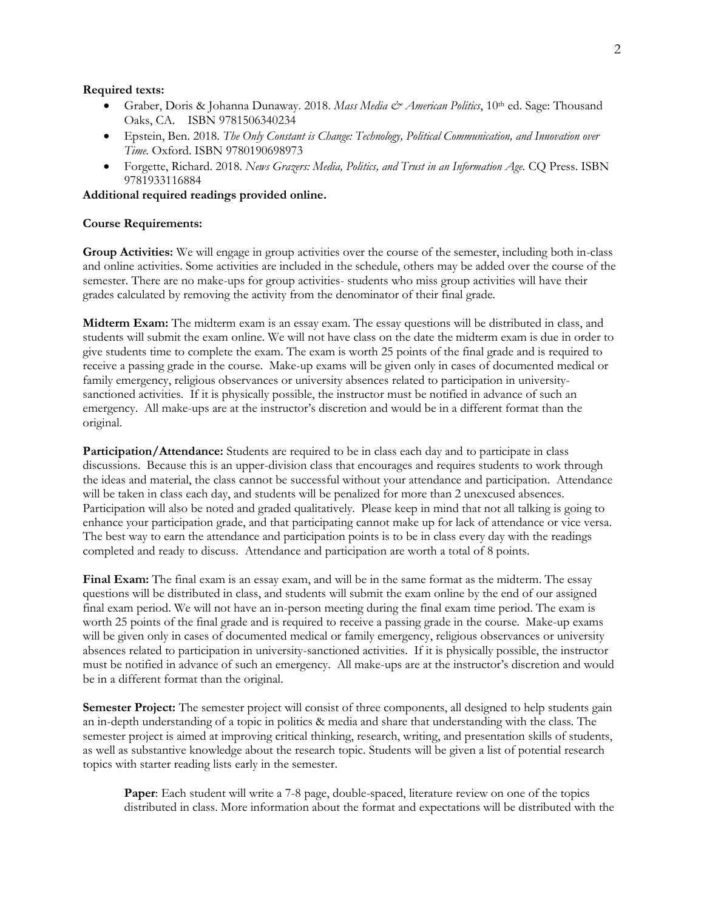**Required texts:**

- Graber, Doris & Johanna Dunaway. 2018. *Mass Media & American Politics*, 10th ed. Sage: Thousand Oaks, CA. ISBN 9781506340234
- Epstein, Ben. 2018. *The Only Constant is Change: Technology, Political Communication, and Innovation over Time.* Oxford. ISBN 9780190698973
- Forgette, Richard. 2018. *News Grazers: Media, Politics, and Trust in an Information Age.* CQ Press. ISBN 9781933116884

**Additional required readings provided online.**

**Course Requirements:**

**Group Activities:** We will engage in group activities over the course of the semester, including both in-class and online activities. Some activities are included in the schedule, others may be added over the course of the semester. There are no make-ups for group activities- students who miss group activities will have their grades calculated by removing the activity from the denominator of their final grade.

**Midterm Exam:** The midterm exam is an essay exam. The essay questions will be distributed in class, and students will submit the exam online. We will not have class on the date the midterm exam is due in order to give students time to complete the exam. The exam is worth 25 points of the final grade and is required to receive a passing grade in the course. Make-up exams will be given only in cases of documented medical or family emergency, religious observances or university absences related to participation in university-sanctioned activities. If it is physically possible, the instructor must be notified in advance of such an emergency. All make-ups are at the instructor's discretion and would be in a different format than the original.

**Participation/Attendance:** Students are required to be in class each day and to participate in class discussions. Because this is an upper-division class that encourages and requires students to work through the ideas and material, the class cannot be successful without your attendance and participation. Attendance will be taken in class each day, and students will be penalized for more than 2 unexcused absences. Participation will also be noted and graded qualitatively. Please keep in mind that not all talking is going to enhance your participation grade, and that participating cannot make up for lack of attendance or vice versa. The best way to earn the attendance and participation points is to be in class every day with the readings completed and ready to discuss. Attendance and participation are worth a total of 8 points.

**Final Exam:** The final exam is an essay exam, and will be in the same format as the midterm. The essay questions will be distributed in class, and students will submit the exam online by the end of our assigned final exam period. We will not have an in-person meeting during the final exam time period. The exam is worth 25 points of the final grade and is required to receive a passing grade in the course. Make-up exams will be given only in cases of documented medical or family emergency, religious observances or university absences related to participation in university-sanctioned activities. If it is physically possible, the instructor must be notified in advance of such an emergency. All make-ups are at the instructor's discretion and would be in a different format than the original.

**Semester Project:** The semester project will consist of three components, all designed to help students gain an in-depth understanding of a topic in politics & media and share that understanding with the class. The semester project is aimed at improving critical thinking, research, writing, and presentation skills of students, as well as substantive knowledge about the research topic. Students will be given a list of potential research topics with starter reading lists early in the semester.

**Paper**: Each student will write a 7-8 page, double-spaced, literature review on one of the topics distributed in class. More information about the format and expectations will be distributed with the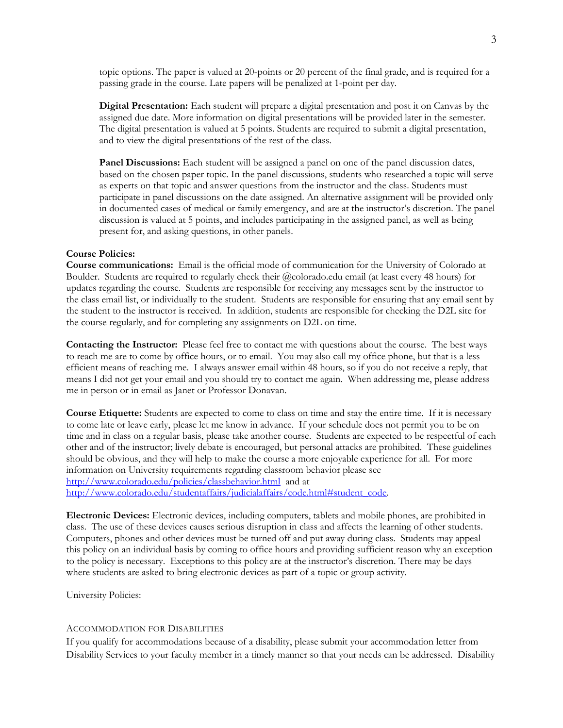topic options. The paper is valued at 20-points or 20 percent of the final grade, and is required for a passing grade in the course. Late papers will be penalized at 1-point per day.

**Digital Presentation:** Each student will prepare a digital presentation and post it on Canvas by the assigned due date. More information on digital presentations will be provided later in the semester. The digital presentation is valued at 5 points. Students are required to submit a digital presentation, and to view the digital presentations of the rest of the class.

**Panel Discussions:** Each student will be assigned a panel on one of the panel discussion dates, based on the chosen paper topic. In the panel discussions, students who researched a topic will serve as experts on that topic and answer questions from the instructor and the class. Students must participate in panel discussions on the date assigned. An alternative assignment will be provided only in documented cases of medical or family emergency, and are at the instructor's discretion. The panel discussion is valued at 5 points, and includes participating in the assigned panel, as well as being present for, and asking questions, in other panels.

**Course Policies:**

**Course communications:** Email is the official mode of communication for the University of Colorado at Boulder. Students are required to regularly check their @colorado.edu email (at least every 48 hours) for updates regarding the course. Students are responsible for receiving any messages sent by the instructor to the class email list, or individually to the student. Students are responsible for ensuring that any email sent by the student to the instructor is received. In addition, students are responsible for checking the D2L site for the course regularly, and for completing any assignments on D2L on time.

**Contacting the Instructor:** Please feel free to contact me with questions about the course. The best ways to reach me are to come by office hours, or to email. You may also call my office phone, but that is a less efficient means of reaching me. I always answer email within 48 hours, so if you do not receive a reply, that means I did not get your email and you should try to contact me again. When addressing me, please address me in person or in email as Janet or Professor Donavan.

**Course Etiquette:** Students are expected to come to class on time and stay the entire time. If it is necessary to come late or leave early, please let me know in advance. If your schedule does not permit you to be on time and in class on a regular basis, please take another course. Students are expected to be respectful of each other and of the instructor; lively debate is encouraged, but personal attacks are prohibited. These guidelines should be obvious, and they will help to make the course a more enjoyable experience for all. For more information on University requirements regarding classroom behavior please see http://www.colorado.edu/policies/classbehavior.html and at http://www.colorado.edu/studentaffairs/judicialaffairs/code.html#student_code.

**Electronic Devices:** Electronic devices, including computers, tablets and mobile phones, are prohibited in class. The use of these devices causes serious disruption in class and affects the learning of other students. Computers, phones and other devices must be turned off and put away during class. Students may appeal this policy on an individual basis by coming to office hours and providing sufficient reason why an exception to the policy is necessary. Exceptions to this policy are at the instructor's discretion. There may be days where students are asked to bring electronic devices as part of a topic or group activity.

University Policies:

ACCOMMODATION FOR DISABILITIES

If you qualify for accommodations because of a disability, please submit your accommodation letter from Disability Services to your faculty member in a timely manner so that your needs can be addressed. Disability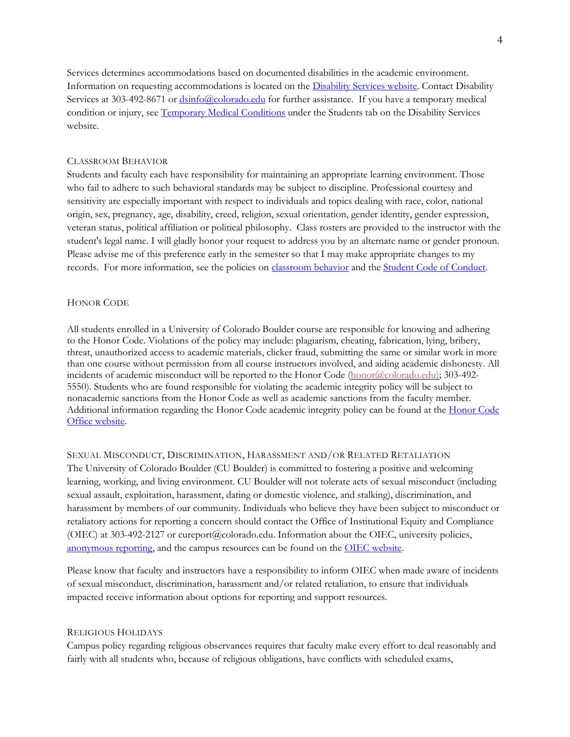Services determines accommodations based on documented disabilities in the academic environment. Information on requesting accommodations is located on the [Disability Services website](). Contact Disability Services at 303-492-8671 or [dsinfo@colorado.edu]() for further assistance. If you have a temporary medical condition or injury, see [Temporary Medical Conditions]() under the Students tab on the Disability Services website.

## Classroom Behavior

Students and faculty each have responsibility for maintaining an appropriate learning environment. Those who fail to adhere to such behavioral standards may be subject to discipline. Professional courtesy and sensitivity are especially important with respect to individuals and topics dealing with race, color, national origin, sex, pregnancy, age, disability, creed, religion, sexual orientation, gender identity, gender expression, veteran status, political affiliation or political philosophy. Class rosters are provided to the instructor with the student's legal name. I will gladly honor your request to address you by an alternate name or gender pronoun. Please advise me of this preference early in the semester so that I may make appropriate changes to my records. For more information, see the policies on [classroom behavior]() and the [Student Code of Conduct]().

## Honor Code

All students enrolled in a University of Colorado Boulder course are responsible for knowing and adhering to the Honor Code. Violations of the policy may include: plagiarism, cheating, fabrication, lying, bribery, threat, unauthorized access to academic materials, clicker fraud, submitting the same or similar work in more than one course without permission from all course instructors involved, and aiding academic dishonesty. All incidents of academic misconduct will be reported to the Honor Code ([honor@colorado.edu]()); 303-492-5550). Students who are found responsible for violating the academic integrity policy will be subject to nonacademic sanctions from the Honor Code as well as academic sanctions from the faculty member. Additional information regarding the Honor Code academic integrity policy can be found at the [Honor Code Office website]().

## Sexual Misconduct, Discrimination, Harassment and/or Related Retaliation

The University of Colorado Boulder (CU Boulder) is committed to fostering a positive and welcoming learning, working, and living environment. CU Boulder will not tolerate acts of sexual misconduct (including sexual assault, exploitation, harassment, dating or domestic violence, and stalking), discrimination, and harassment by members of our community. Individuals who believe they have been subject to misconduct or retaliatory actions for reporting a concern should contact the Office of Institutional Equity and Compliance (OIEC) at 303-492-2127 or cureport@colorado.edu. Information about the OIEC, university policies, [anonymous reporting](), and the campus resources can be found on the [OIEC website]().

Please know that faculty and instructors have a responsibility to inform OIEC when made aware of incidents of sexual misconduct, discrimination, harassment and/or related retaliation, to ensure that individuals impacted receive information about options for reporting and support resources.

## Religious Holidays

Campus policy regarding religious observances requires that faculty make every effort to deal reasonably and fairly with all students who, because of religious obligations, have conflicts with scheduled exams,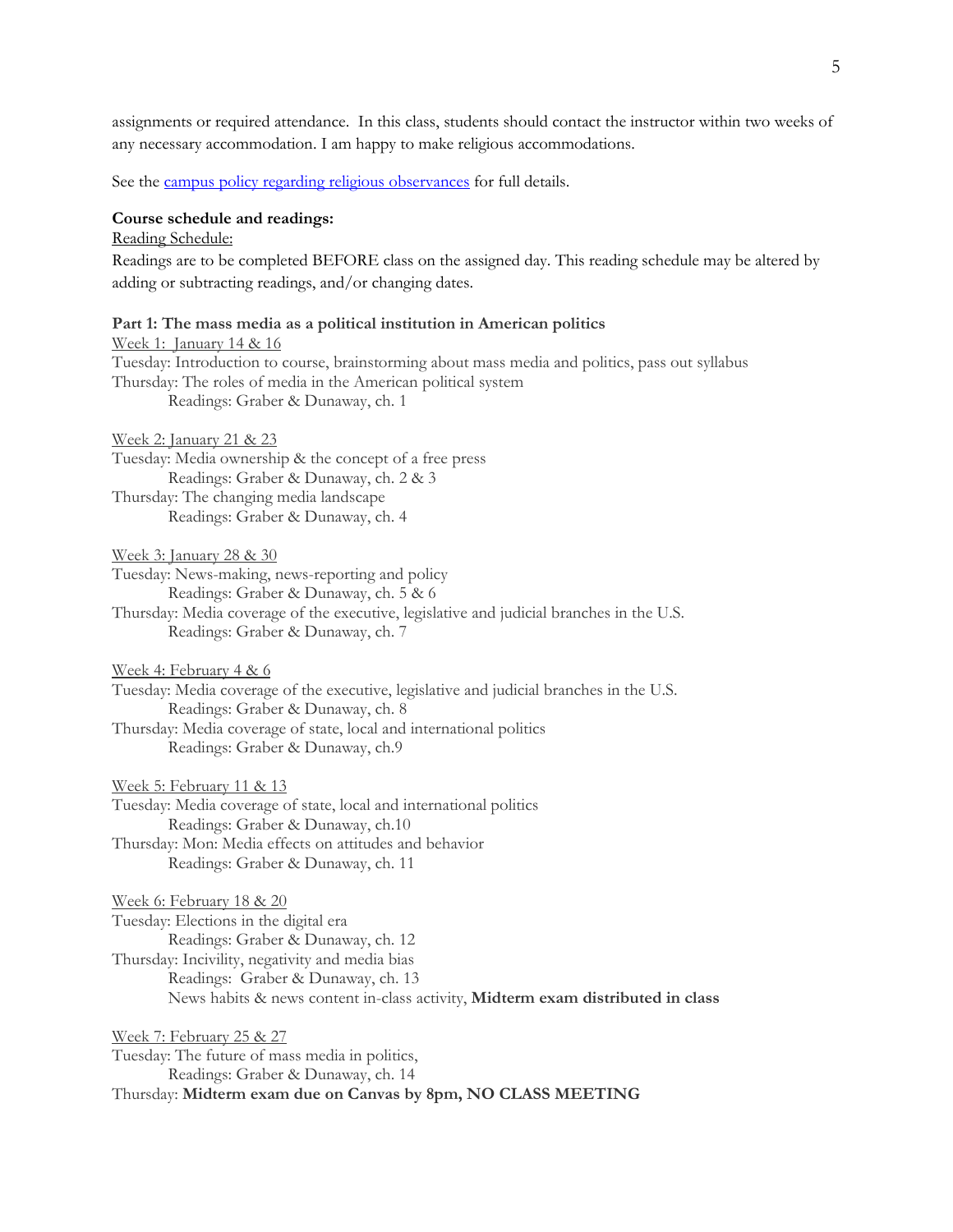assignments or required attendance. In this class, students should contact the instructor within two weeks of any necessary accommodation. I am happy to make religious accommodations.

See the campus policy regarding religious observances for full details.

**Course schedule and readings:**

Reading Schedule:

Readings are to be completed BEFORE class on the assigned day. This reading schedule may be altered by adding or subtracting readings, and/or changing dates.

**Part 1: The mass media as a political institution in American politics**

Week 1: January 14 & 16

Tuesday: Introduction to course, brainstorming about mass media and politics, pass out syllabus

Thursday: The roles of media in the American political system

    Readings: Graber & Dunaway, ch. 1

Week 2: January 21 & 23

Tuesday: Media ownership & the concept of a free press

    Readings: Graber & Dunaway, ch. 2 & 3

Thursday: The changing media landscape

    Readings: Graber & Dunaway, ch. 4

Week 3: January 28 & 30

Tuesday: News-making, news-reporting and policy

    Readings: Graber & Dunaway, ch. 5 & 6

Thursday: Media coverage of the executive, legislative and judicial branches in the U.S.

    Readings: Graber & Dunaway, ch. 7

Week 4: February 4 & 6

Tuesday: Media coverage of the executive, legislative and judicial branches in the U.S.

    Readings: Graber & Dunaway, ch. 8

Thursday: Media coverage of state, local and international politics

    Readings: Graber & Dunaway, ch.9

Week 5: February 11 & 13

Tuesday: Media coverage of state, local and international politics

    Readings: Graber & Dunaway, ch.10

Thursday: Mon: Media effects on attitudes and behavior

    Readings: Graber & Dunaway, ch. 11

Week 6: February 18 & 20

Tuesday: Elections in the digital era

    Readings: Graber & Dunaway, ch. 12

Thursday: Incivility, negativity and media bias

    Readings: Graber & Dunaway, ch. 13

    News habits & news content in-class activity, **Midterm exam distributed in class**

Week 7: February 25 & 27

Tuesday: The future of mass media in politics,

    Readings: Graber & Dunaway, ch. 14

Thursday: **Midterm exam due on Canvas by 8pm, NO CLASS MEETING**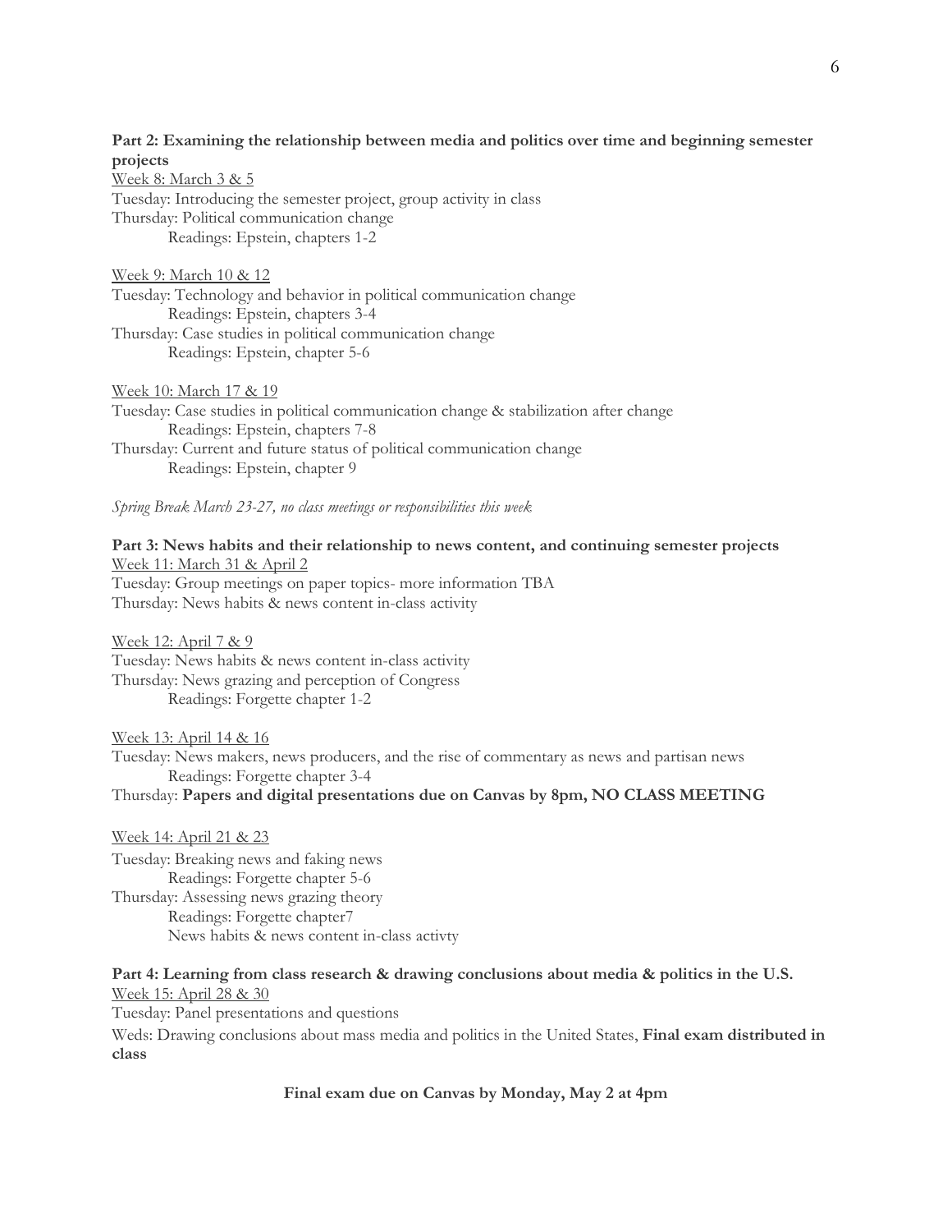**Part 2: Examining the relationship between media and politics over time and beginning semester projects**

Week 8: March 3 & 5

Tuesday: Introducing the semester project, group activity in class

Thursday: Political communication change

Readings: Epstein, chapters 1-2

Week 9: March 10 & 12

Tuesday: Technology and behavior in political communication change

Readings: Epstein, chapters 3-4

Thursday: Case studies in political communication change

Readings: Epstein, chapter 5-6

Week 10: March 17 & 19

Tuesday: Case studies in political communication change & stabilization after change

Readings: Epstein, chapters 7-8

Thursday: Current and future status of political communication change

Readings: Epstein, chapter 9

*Spring Break March 23-27, no class meetings or responsibilities this week*

**Part 3: News habits and their relationship to news content, and continuing semester projects**

Week 11: March 31 & April 2

Tuesday: Group meetings on paper topics- more information TBA

Thursday: News habits & news content in-class activity

Week 12: April 7 & 9

Tuesday: News habits & news content in-class activity

Thursday: News grazing and perception of Congress

Readings: Forgette chapter 1-2

Week 13: April 14 & 16

Tuesday: News makers, news producers, and the rise of commentary as news and partisan news

Readings: Forgette chapter 3-4

Thursday: **Papers and digital presentations due on Canvas by 8pm, NO CLASS MEETING**

Week 14: April 21 & 23

Tuesday: Breaking news and faking news

Readings: Forgette chapter 5-6

Thursday: Assessing news grazing theory

Readings: Forgette chapter7

News habits & news content in-class activty

**Part 4: Learning from class research & drawing conclusions about media & politics in the U.S.**

Week 15: April 28 & 30

Tuesday: Panel presentations and questions

Weds: Drawing conclusions about mass media and politics in the United States, **Final exam distributed in class**

**Final exam due on Canvas by Monday, May 2 at 4pm**